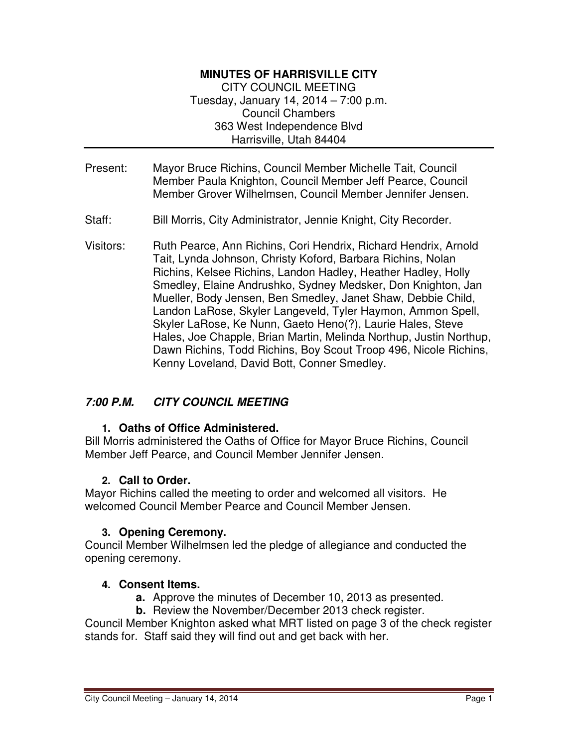# MINUTES OF HARRISVILLE CITY

CITY COUNCIL MEETING
Tuesday, January 14, 2014 – 7:00 p.m.
Council Chambers
363 West Independence Blvd
Harrisville, Utah 84404

---

Present: Mayor Bruce Richins, Council Member Michelle Tait, Council Member Paula Knighton, Council Member Jeff Pearce, Council Member Grover Wilhelmsen, Council Member Jennifer Jensen.

Staff: Bill Morris, City Administrator, Jennie Knight, City Recorder.

Visitors: Ruth Pearce, Ann Richins, Cori Hendrix, Richard Hendrix, Arnold Tait, Lynda Johnson, Christy Koford, Barbara Richins, Nolan Richins, Kelsee Richins, Landon Hadley, Heather Hadley, Holly Smedley, Elaine Andrushko, Sydney Medsker, Don Knighton, Jan Mueller, Body Jensen, Ben Smedley, Janet Shaw, Debbie Child, Landon LaRose, Skyler Langeveld, Tyler Haymon, Ammon Spell, Skyler LaRose, Ke Nunn, Gaeto Heno(?), Laurie Hales, Steve Hales, Joe Chapple, Brian Martin, Melinda Northup, Justin Northup, Dawn Richins, Todd Richins, Boy Scout Troop 496, Nicole Richins, Kenny Loveland, David Bott, Conner Smedley.

## *7:00 P.M. CITY COUNCIL MEETING*

### 1. Oaths of Office Administered.

Bill Morris administered the Oaths of Office for Mayor Bruce Richins, Council Member Jeff Pearce, and Council Member Jennifer Jensen.

### 2. Call to Order.

Mayor Richins called the meeting to order and welcomed all visitors. He welcomed Council Member Pearce and Council Member Jensen.

### 3. Opening Ceremony.

Council Member Wilhelmsen led the pledge of allegiance and conducted the opening ceremony.

### 4. Consent Items.

- **a.** Approve the minutes of December 10, 2013 as presented.
- **b.** Review the November/December 2013 check register.

Council Member Knighton asked what MRT listed on page 3 of the check register stands for. Staff said they will find out and get back with her.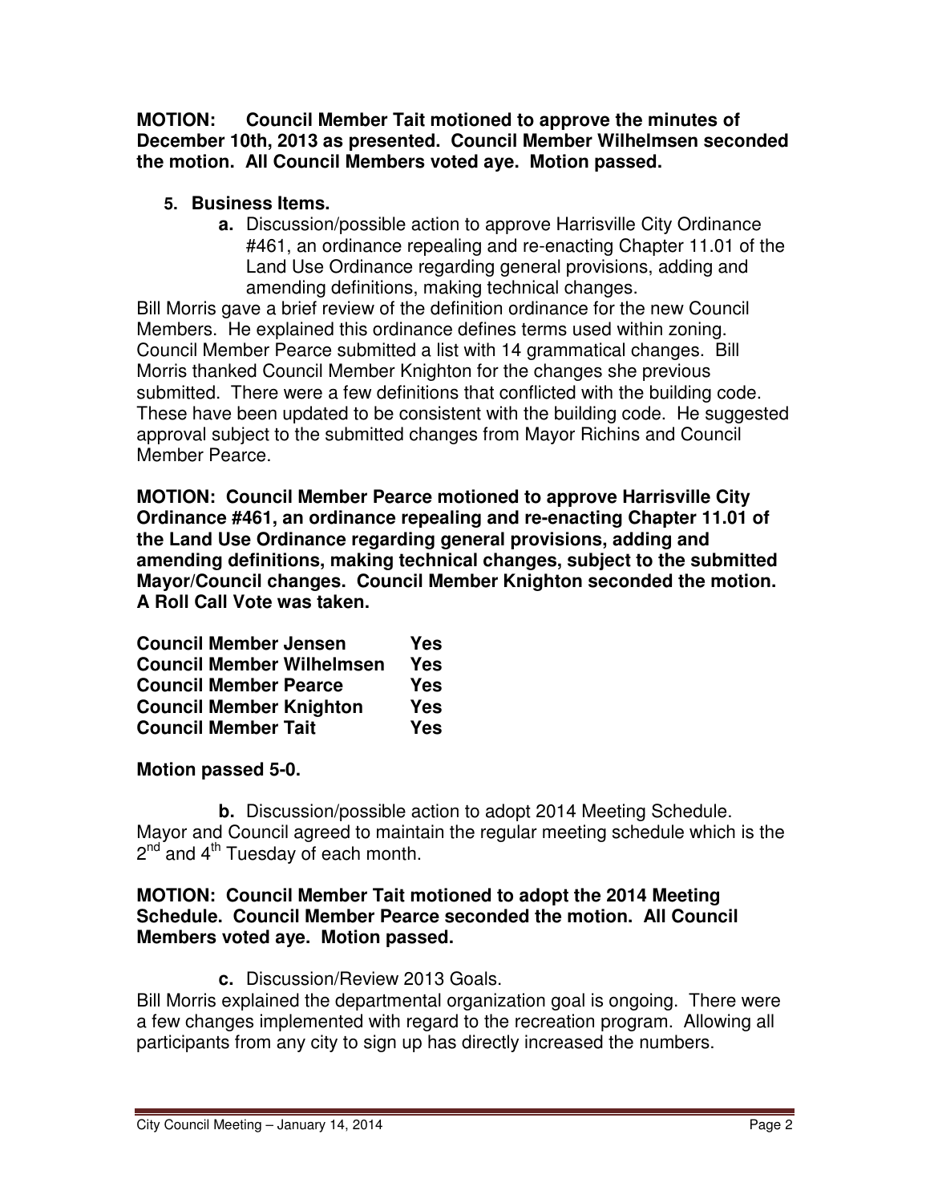**MOTION: Council Member Tait motioned to approve the minutes of December 10th, 2013 as presented. Council Member Wilhelmsen seconded the motion. All Council Members voted aye. Motion passed.**

5. **Business Items.**
   a. Discussion/possible action to approve Harrisville City Ordinance #461, an ordinance repealing and re-enacting Chapter 11.01 of the Land Use Ordinance regarding general provisions, adding and amending definitions, making technical changes.

Bill Morris gave a brief review of the definition ordinance for the new Council Members. He explained this ordinance defines terms used within zoning. Council Member Pearce submitted a list with 14 grammatical changes. Bill Morris thanked Council Member Knighton for the changes she previous submitted. There were a few definitions that conflicted with the building code. These have been updated to be consistent with the building code. He suggested approval subject to the submitted changes from Mayor Richins and Council Member Pearce.

**MOTION: Council Member Pearce motioned to approve Harrisville City Ordinance #461, an ordinance repealing and re-enacting Chapter 11.01 of the Land Use Ordinance regarding general provisions, adding and amending definitions, making technical changes, subject to the submitted Mayor/Council changes. Council Member Knighton seconded the motion. A Roll Call Vote was taken.**

| | |
|---|---|
| **Council Member Jensen** | **Yes** |
| **Council Member Wilhelmsen** | **Yes** |
| **Council Member Pearce** | **Yes** |
| **Council Member Knighton** | **Yes** |
| **Council Member Tait** | **Yes** |

**Motion passed 5-0.**

b. Discussion/possible action to adopt 2014 Meeting Schedule.

Mayor and Council agreed to maintain the regular meeting schedule which is the 2nd and 4th Tuesday of each month.

**MOTION: Council Member Tait motioned to adopt the 2014 Meeting Schedule. Council Member Pearce seconded the motion. All Council Members voted aye. Motion passed.**

c. Discussion/Review 2013 Goals.

Bill Morris explained the departmental organization goal is ongoing. There were a few changes implemented with regard to the recreation program. Allowing all participants from any city to sign up has directly increased the numbers.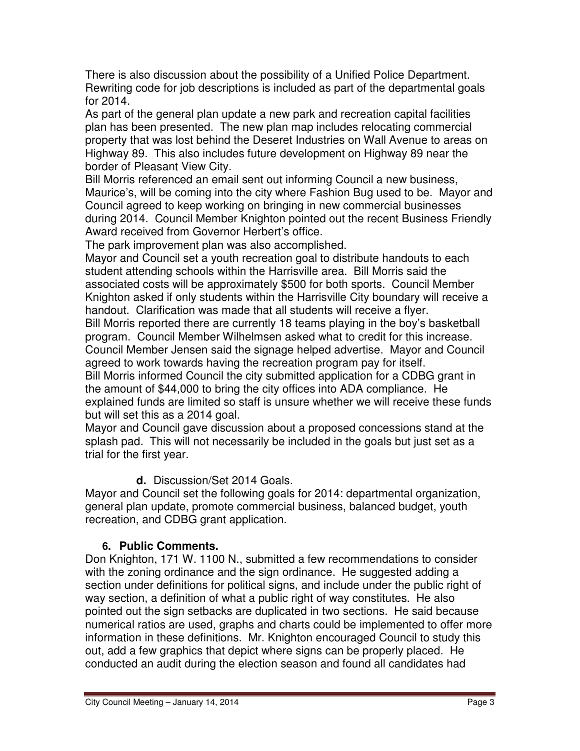There is also discussion about the possibility of a Unified Police Department. Rewriting code for job descriptions is included as part of the departmental goals for 2014.

As part of the general plan update a new park and recreation capital facilities plan has been presented. The new plan map includes relocating commercial property that was lost behind the Deseret Industries on Wall Avenue to areas on Highway 89. This also includes future development on Highway 89 near the border of Pleasant View City.

Bill Morris referenced an email sent out informing Council a new business, Maurice's, will be coming into the city where Fashion Bug used to be. Mayor and Council agreed to keep working on bringing in new commercial businesses during 2014. Council Member Knighton pointed out the recent Business Friendly Award received from Governor Herbert's office.

The park improvement plan was also accomplished.

Mayor and Council set a youth recreation goal to distribute handouts to each student attending schools within the Harrisville area. Bill Morris said the associated costs will be approximately $500 for both sports. Council Member Knighton asked if only students within the Harrisville City boundary will receive a handout. Clarification was made that all students will receive a flyer.

Bill Morris reported there are currently 18 teams playing in the boy's basketball program. Council Member Wilhelmsen asked what to credit for this increase. Council Member Jensen said the signage helped advertise. Mayor and Council agreed to work towards having the recreation program pay for itself.

Bill Morris informed Council the city submitted application for a CDBG grant in the amount of $44,000 to bring the city offices into ADA compliance. He explained funds are limited so staff is unsure whether we will receive these funds but will set this as a 2014 goal.

Mayor and Council gave discussion about a proposed concessions stand at the splash pad. This will not necessarily be included in the goals but just set as a trial for the first year.

**d.** Discussion/Set 2014 Goals.

Mayor and Council set the following goals for 2014: departmental organization, general plan update, promote commercial business, balanced budget, youth recreation, and CDBG grant application.

## 6. Public Comments.

Don Knighton, 171 W. 1100 N., submitted a few recommendations to consider with the zoning ordinance and the sign ordinance. He suggested adding a section under definitions for political signs, and include under the public right of way section, a definition of what a public right of way constitutes. He also pointed out the sign setbacks are duplicated in two sections. He said because numerical ratios are used, graphs and charts could be implemented to offer more information in these definitions. Mr. Knighton encouraged Council to study this out, add a few graphics that depict where signs can be properly placed. He conducted an audit during the election season and found all candidates had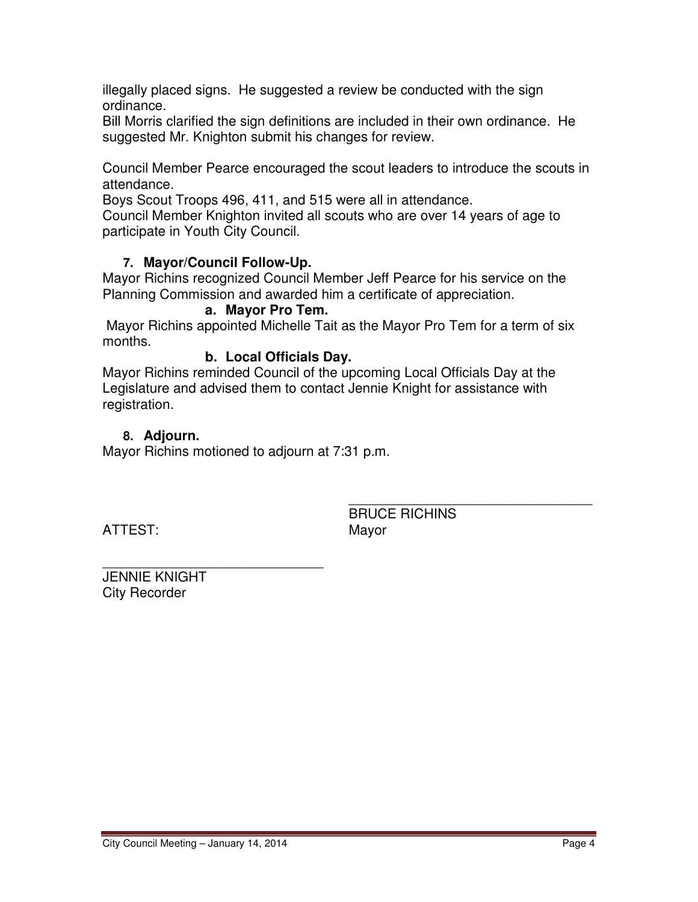illegally placed signs. He suggested a review be conducted with the sign ordinance.
Bill Morris clarified the sign definitions are included in their own ordinance. He suggested Mr. Knighton submit his changes for review.

Council Member Pearce encouraged the scout leaders to introduce the scouts in attendance.
Boys Scout Troops 496, 411, and 515 were all in attendance.
Council Member Knighton invited all scouts who are over 14 years of age to participate in Youth City Council.

**7. Mayor/Council Follow-Up.**

Mayor Richins recognized Council Member Jeff Pearce for his service on the Planning Commission and awarded him a certificate of appreciation.

**a. Mayor Pro Tem.**

Mayor Richins appointed Michelle Tait as the Mayor Pro Tem for a term of six months.

**b. Local Officials Day.**

Mayor Richins reminded Council of the upcoming Local Officials Day at the Legislature and advised them to contact Jennie Knight for assistance with registration.

**8. Adjourn.**

Mayor Richins motioned to adjourn at 7:31 p.m.

\_\_\_\_\_\_\_\_\_\_\_\_\_\_\_\_\_\_\_\_\_\_\_\_\_\_\_\_\_\_\_\_\_\_
BRUCE RICHINS
Mayor

ATTEST:

\_\_\_\_\_\_\_\_\_\_\_\_\_\_\_\_\_\_\_\_\_\_\_\_\_\_\_\_\_\_\_\_\_\_
JENNIE KNIGHT
City Recorder